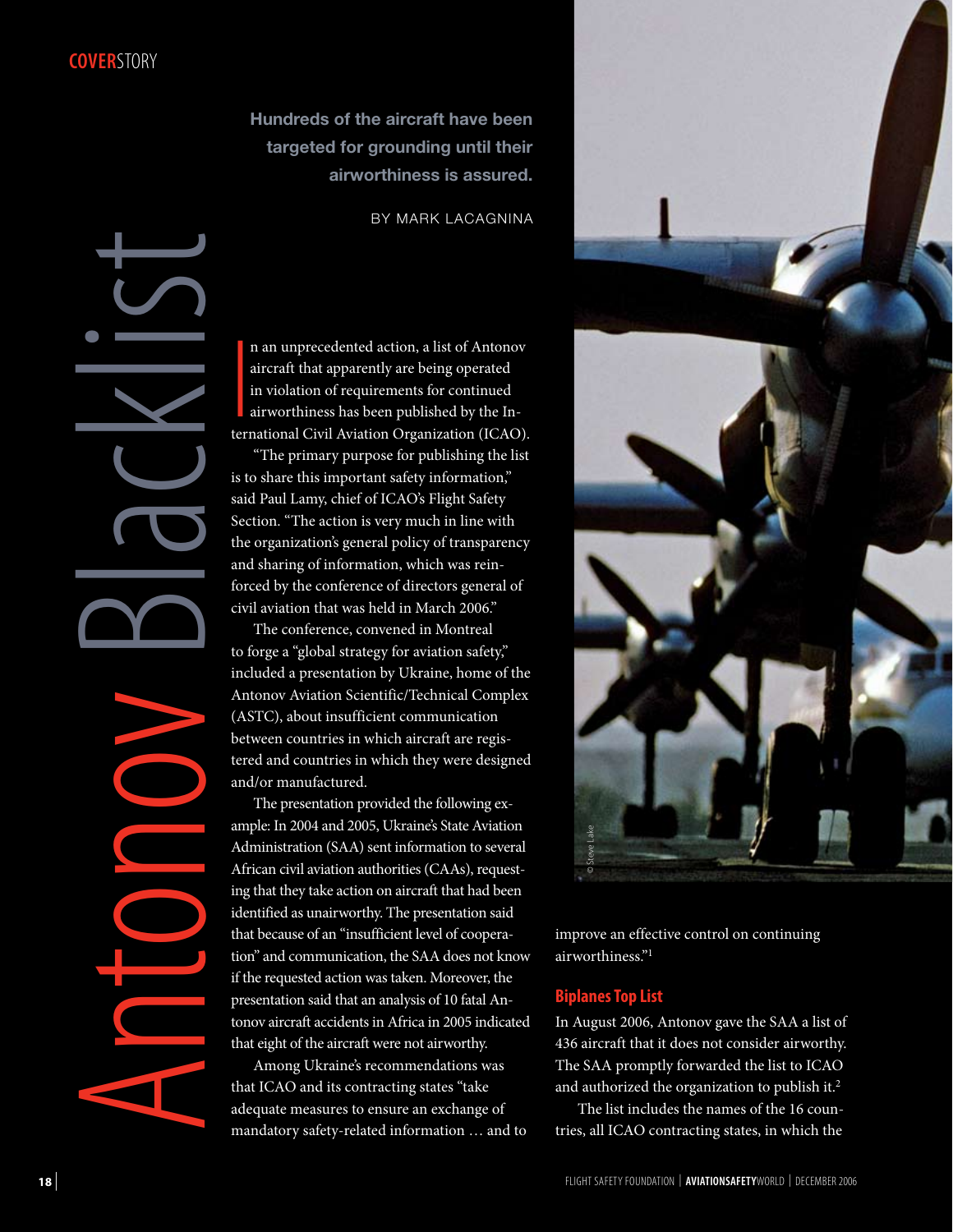# Antonov Blacklist

**Hundreds of the aircraft have been targeted for grounding until their airworthiness is assured.**

BY MARK LACAGNINA

In an unprecedented action, a list of Antonov aircraft that apparently are being operated in violation of requirements for continued airworthiness has been published by the International Civil Aviation Organization (ICAO).

"The primary purpose for publishing the list is to share this important safety information," said Paul Lamy, chief of ICAO's Flight Safety Section. "The action is very much in line with the organization's general policy of transparency and sharing of information, which was reinforced by the conference of directors general of civil aviation that was held in March 2006."

The conference, convened in Montreal to forge a "global strategy for aviation safety," included a presentation by Ukraine, home of the Antonov Aviation Scientific/Technical Complex (ASTC), about insufficient communication between countries in which aircraft are registered and countries in which they were designed and/or manufactured.

The presentation provided the following example: In 2004 and 2005, Ukraine's State Aviation Administration (SAA) sent information to several African civil aviation authorities (CAAs), requesting that they take action on aircraft that had been identified as unairworthy. The presentation said that because of an "insufficient level of cooperation" and communication, the SAA does not know if the requested action was taken. Moreover, the presentation said that an analysis of 10 fatal Antonov aircraft accidents in Africa in 2005 indicated that eight of the aircraft were not airworthy.

Among Ukraine's recommendations was that ICAO and its contracting states "take adequate measures to ensure an exchange of mandatory safety-related information … and to improve an effective control on continuing airworthiness."[1]

© Steve Lake

## Biplanes Top List

In August 2006, Antonov gave the SAA a list of 436 aircraft that it does not consider airworthy. The SAA promptly forwarded the list to ICAO and authorized the organization to publish it.[2]

The list includes the names of the 16 countries, all ICAO contracting states, in which the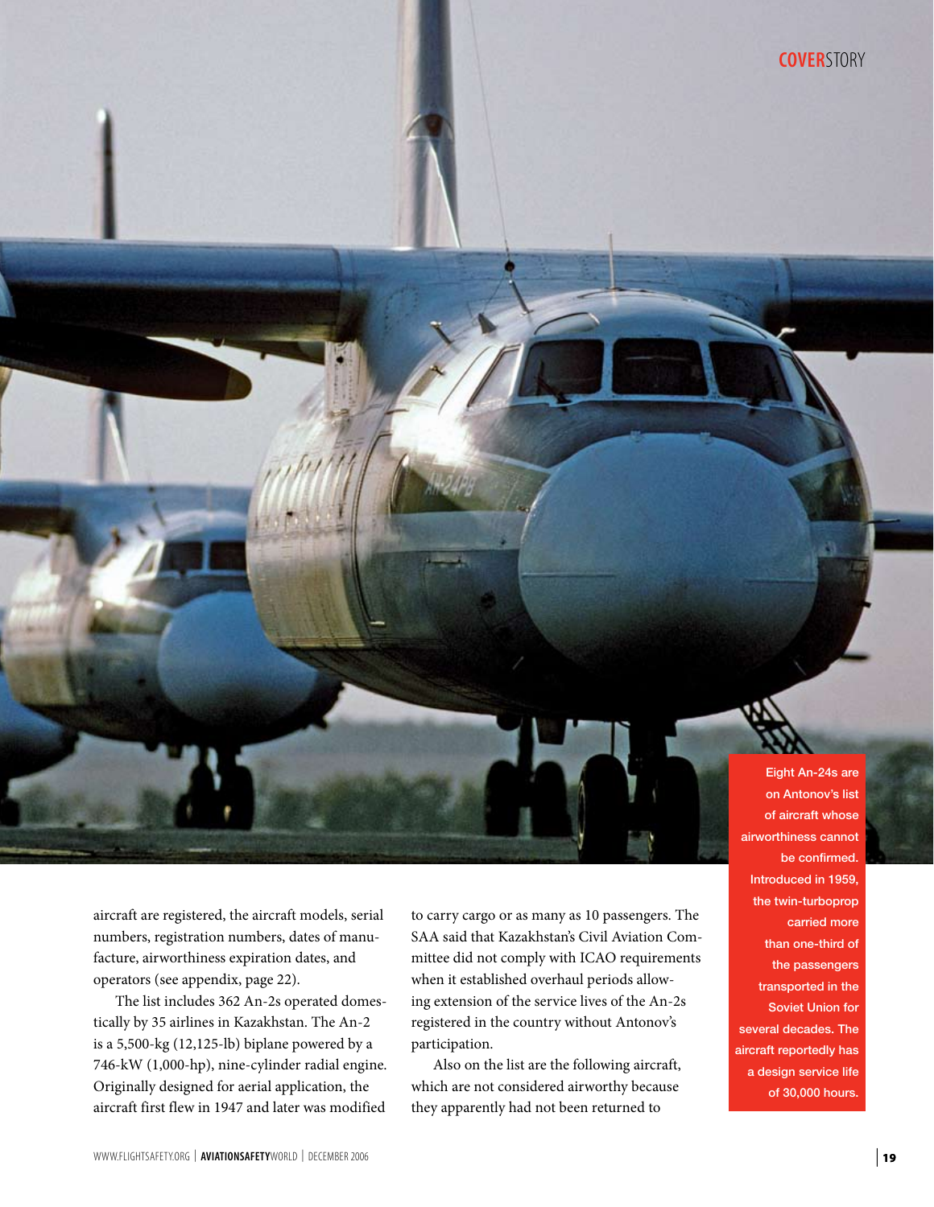Eight An-24s are on Antonov's list of aircraft whose airworthiness cannot be confirmed. Introduced in 1959, the twin-turboprop carried more than one-third of the passengers transported in the Soviet Union for several decades. The aircraft reportedly has a design service life of 30,000 hours.

aircraft are registered, the aircraft models, serial numbers, registration numbers, dates of manufacture, airworthiness expiration dates, and operators (see appendix, page 22).

The list includes 362 An-2s operated domestically by 35 airlines in Kazakhstan. The An-2 is a 5,500-kg (12,125-lb) biplane powered by a 746-kW (1,000-hp), nine-cylinder radial engine. Originally designed for aerial application, the aircraft first flew in 1947 and later was modified to carry cargo or as many as 10 passengers. The SAA said that Kazakhstan's Civil Aviation Committee did not comply with ICAO requirements when it established overhaul periods allowing extension of the service lives of the An-2s registered in the country without Antonov's participation.

Also on the list are the following aircraft, which are not considered airworthy because they apparently had not been returned to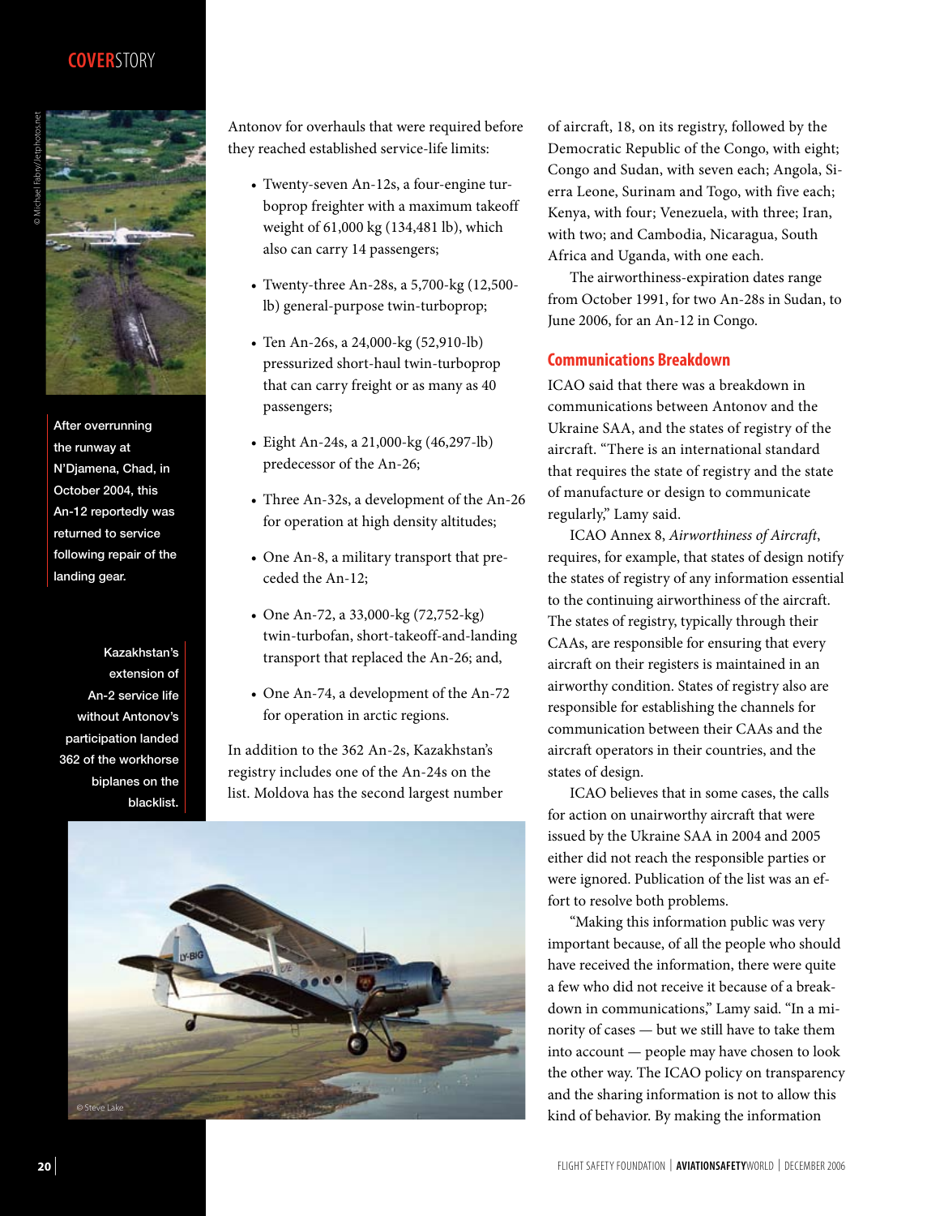Antonov for overhauls that were required before they reached established service-life limits:

- Twenty-seven An-12s, a four-engine turboprop freighter with a maximum takeoff weight of 61,000 kg (134,481 lb), which also can carry 14 passengers;
- Twenty-three An-28s, a 5,700-kg (12,500-lb) general-purpose twin-turboprop;
- Ten An-26s, a 24,000-kg (52,910-lb) pressurized short-haul twin-turboprop that can carry freight or as many as 40 passengers;
- Eight An-24s, a 21,000-kg (46,297-lb) predecessor of the An-26;
- Three An-32s, a development of the An-26 for operation at high density altitudes;
- One An-8, a military transport that preceded the An-12;
- One An-72, a 33,000-kg (72,752-kg) twin-turbofan, short-takeoff-and-landing transport that replaced the An-26; and,
- One An-74, a development of the An-72 for operation in arctic regions.

In addition to the 362 An-2s, Kazakhstan's registry includes one of the An-24s on the list. Moldova has the second largest number of aircraft, 18, on its registry, followed by the Democratic Republic of the Congo, with eight; Congo and Sudan, with seven each; Angola, Sierra Leone, Surinam and Togo, with five each; Kenya, with four; Venezuela, with three; Iran, with two; and Cambodia, Nicaragua, South Africa and Uganda, with one each.

The airworthiness-expiration dates range from October 1991, for two An-28s in Sudan, to June 2006, for an An-12 in Congo.

After overrunning the runway at N'Djamena, Chad, in October 2004, this An-12 reportedly was returned to service following repair of the landing gear.

Kazakhstan's extension of An-2 service life without Antonov's participation landed 362 of the workhorse biplanes on the blacklist.

## Communications Breakdown

ICAO said that there was a breakdown in communications between Antonov and the Ukraine SAA, and the states of registry of the aircraft. "There is an international standard that requires the state of registry and the state of manufacture or design to communicate regularly," Lamy said.

ICAO Annex 8, *Airworthiness of Aircraft*, requires, for example, that states of design notify the states of registry of any information essential to the continuing airworthiness of the aircraft. The states of registry, typically through their CAAs, are responsible for ensuring that every aircraft on their registers is maintained in an airworthy condition. States of registry also are responsible for establishing the channels for communication between their CAAs and the aircraft operators in their countries, and the states of design.

ICAO believes that in some cases, the calls for action on unairworthy aircraft that were issued by the Ukraine SAA in 2004 and 2005 either did not reach the responsible parties or were ignored. Publication of the list was an effort to resolve both problems.

"Making this information public was very important because, of all the people who should have received the information, there were quite a few who did not receive it because of a breakdown in communications," Lamy said. "In a minority of cases — but we still have to take them into account — people may have chosen to look the other way. The ICAO policy on transparency and the sharing information is not to allow this kind of behavior. By making the information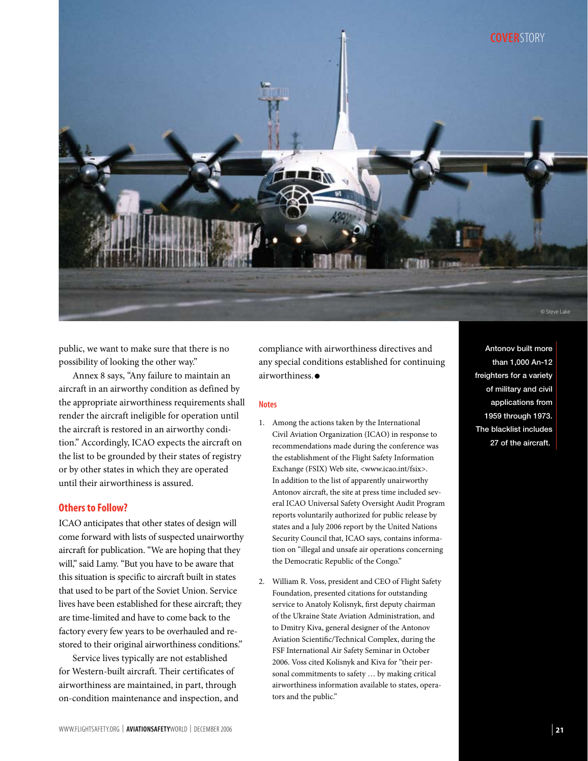public, we want to make sure that there is no possibility of looking the other way."

Annex 8 says, "Any failure to maintain an aircraft in an airworthy condition as defined by the appropriate airworthiness requirements shall render the aircraft ineligible for operation until the aircraft is restored in an airworthy condition." Accordingly, ICAO expects the aircraft on the list to be grounded by their states of registry or by other states in which they are operated until their airworthiness is assured.

## Others to Follow?

ICAO anticipates that other states of design will come forward with lists of suspected unairworthy aircraft for publication. "We are hoping that they will," said Lamy. "But you have to be aware that this situation is specific to aircraft built in states that used to be part of the Soviet Union. Service lives have been established for these aircraft; they are time-limited and have to come back to the factory every few years to be overhauled and restored to their original airworthiness conditions."

Service lives typically are not established for Western-built aircraft. Their certificates of airworthiness are maintained, in part, through on-condition maintenance and inspection, and compliance with airworthiness directives and any special conditions established for continuing airworthiness. ●

## Notes

1. Among the actions taken by the International Civil Aviation Organization (ICAO) in response to recommendations made during the conference was the establishment of the Flight Safety Information Exchange (FSIX) Web site, <www.icao.int/fsix>. In addition to the list of apparently unairworthy Antonov aircraft, the site at press time included several ICAO Universal Safety Oversight Audit Program reports voluntarily authorized for public release by states and a July 2006 report by the United Nations Security Council that, ICAO says, contains information on "illegal and unsafe air operations concerning the Democratic Republic of the Congo."

2. William R. Voss, president and CEO of Flight Safety Foundation, presented citations for outstanding service to Anatoly Kolisnyk, first deputy chairman of the Ukraine State Aviation Administration, and to Dmitry Kiva, general designer of the Antonov Aviation Scientific/Technical Complex, during the FSF International Air Safety Seminar in October 2006. Voss cited Kolisnyk and Kiva for "their personal commitments to safety … by making critical airworthiness information available to states, operators and the public."

Antonov built more than 1,000 An-12 freighters for a variety of military and civil applications from 1959 through 1973. The blacklist includes 27 of the aircraft.

© Steve Lake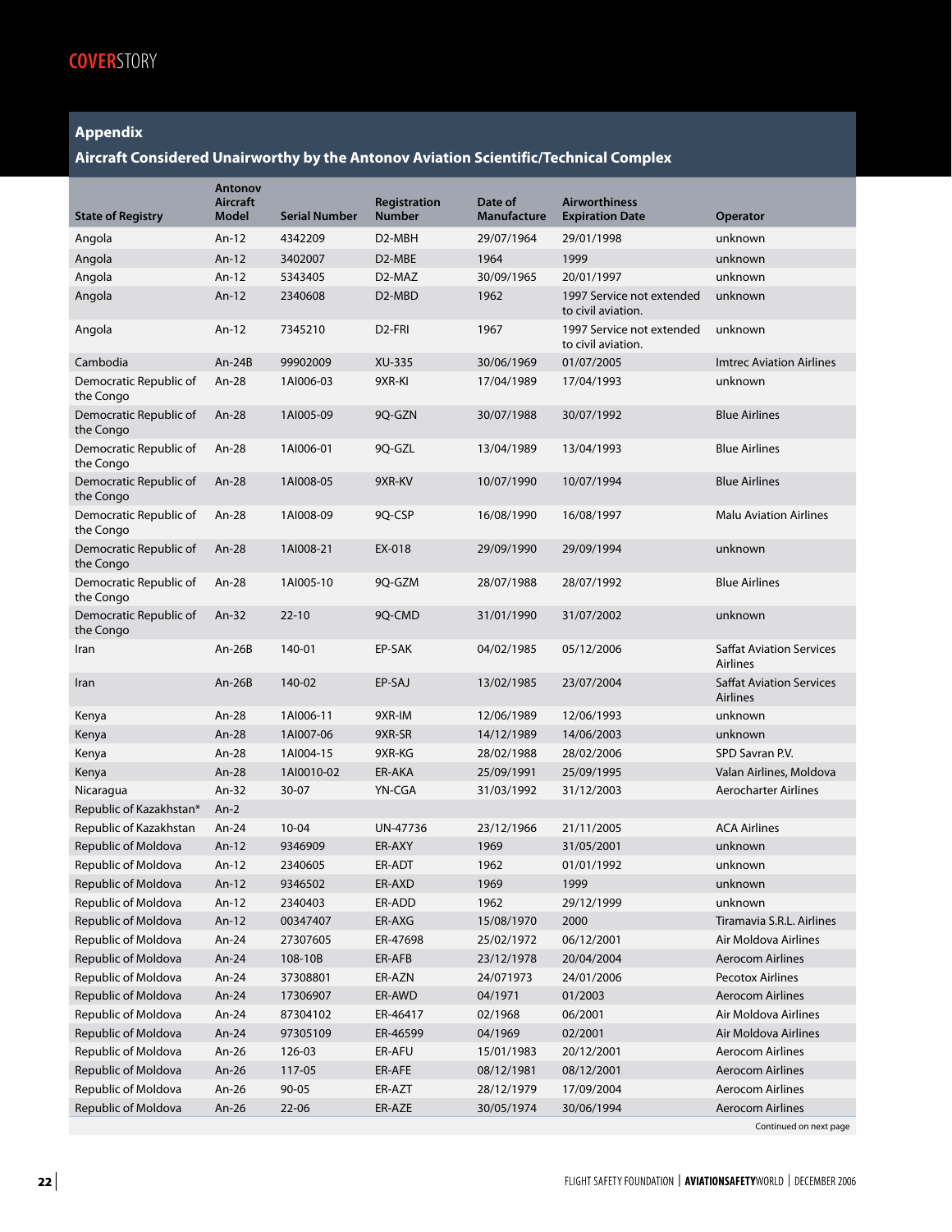## Appendix

### Aircraft Considered Unairworthy by the Antonov Aviation Scientific/Technical Complex

| State of Registry | Antonov Aircraft Model | Serial Number | Registration Number | Date of Manufacture | Airworthiness Expiration Date | Operator |
|---|---|---|---|---|---|---|
| Angola | An-12 | 4342209 | D2-MBH | 29/07/1964 | 29/01/1998 | unknown |
| Angola | An-12 | 3402007 | D2-MBE | 1964 | 1999 | unknown |
| Angola | An-12 | 5343405 | D2-MAZ | 30/09/1965 | 20/01/1997 | unknown |
| Angola | An-12 | 2340608 | D2-MBD | 1962 | 1997 Service not extended to civil aviation. | unknown |
| Angola | An-12 | 7345210 | D2-FRI | 1967 | 1997 Service not extended to civil aviation. | unknown |
| Cambodia | An-24B | 99902009 | XU-335 | 30/06/1969 | 01/07/2005 | Imtrec Aviation Airlines |
| Democratic Republic of the Congo | An-28 | 1AI006-03 | 9XR-KI | 17/04/1989 | 17/04/1993 | unknown |
| Democratic Republic of the Congo | An-28 | 1AI005-09 | 9Q-GZN | 30/07/1988 | 30/07/1992 | Blue Airlines |
| Democratic Republic of the Congo | An-28 | 1AI006-01 | 9Q-GZL | 13/04/1989 | 13/04/1993 | Blue Airlines |
| Democratic Republic of the Congo | An-28 | 1AI008-05 | 9XR-KV | 10/07/1990 | 10/07/1994 | Blue Airlines |
| Democratic Republic of the Congo | An-28 | 1AI008-09 | 9Q-CSP | 16/08/1990 | 16/08/1997 | Malu Aviation Airlines |
| Democratic Republic of the Congo | An-28 | 1AI008-21 | EX-018 | 29/09/1990 | 29/09/1994 | unknown |
| Democratic Republic of the Congo | An-28 | 1AI005-10 | 9Q-GZM | 28/07/1988 | 28/07/1992 | Blue Airlines |
| Democratic Republic of the Congo | An-32 | 22-10 | 9Q-CMD | 31/01/1990 | 31/07/2002 | unknown |
| Iran | An-26B | 140-01 | EP-SAK | 04/02/1985 | 05/12/2006 | Saffat Aviation Services Airlines |
| Iran | An-26B | 140-02 | EP-SAJ | 13/02/1985 | 23/07/2004 | Saffat Aviation Services Airlines |
| Kenya | An-28 | 1AI006-11 | 9XR-IM | 12/06/1989 | 12/06/1993 | unknown |
| Kenya | An-28 | 1AI007-06 | 9XR-SR | 14/12/1989 | 14/06/2003 | unknown |
| Kenya | An-28 | 1AI004-15 | 9XR-KG | 28/02/1988 | 28/02/2006 | SPD Savran P.V. |
| Kenya | An-28 | 1AI0010-02 | ER-AKA | 25/09/1991 | 25/09/1995 | Valan Airlines, Moldova |
| Nicaragua | An-32 | 30-07 | YN-CGA | 31/03/1992 | 31/12/2003 | Aerocharter Airlines |
| Republic of Kazakhstan* | An-2 | | | | | |
| Republic of Kazakhstan | An-24 | 10-04 | UN-47736 | 23/12/1966 | 21/11/2005 | ACA Airlines |
| Republic of Moldova | An-12 | 9346909 | ER-AXY | 1969 | 31/05/2001 | unknown |
| Republic of Moldova | An-12 | 2340605 | ER-ADT | 1962 | 01/01/1992 | unknown |
| Republic of Moldova | An-12 | 9346502 | ER-AXD | 1969 | 1999 | unknown |
| Republic of Moldova | An-12 | 2340403 | ER-ADD | 1962 | 29/12/1999 | unknown |
| Republic of Moldova | An-12 | 00347407 | ER-AXG | 15/08/1970 | 2000 | Tiramavia S.R.L. Airlines |
| Republic of Moldova | An-24 | 27307605 | ER-47698 | 25/02/1972 | 06/12/2001 | Air Moldova Airlines |
| Republic of Moldova | An-24 | 108-10B | ER-AFB | 23/12/1978 | 20/04/2004 | Aerocom Airlines |
| Republic of Moldova | An-24 | 37308801 | ER-AZN | 24/071973 | 24/01/2006 | Pecotox Airlines |
| Republic of Moldova | An-24 | 17306907 | ER-AWD | 04/1971 | 01/2003 | Aerocom Airlines |
| Republic of Moldova | An-24 | 87304102 | ER-46417 | 02/1968 | 06/2001 | Air Moldova Airlines |
| Republic of Moldova | An-24 | 97305109 | ER-46599 | 04/1969 | 02/2001 | Air Moldova Airlines |
| Republic of Moldova | An-26 | 126-03 | ER-AFU | 15/01/1983 | 20/12/2001 | Aerocom Airlines |
| Republic of Moldova | An-26 | 117-05 | ER-AFE | 08/12/1981 | 08/12/2001 | Aerocom Airlines |
| Republic of Moldova | An-26 | 90-05 | ER-AZT | 28/12/1979 | 17/09/2004 | Aerocom Airlines |
| Republic of Moldova | An-26 | 22-06 | ER-AZE | 30/05/1974 | 30/06/1994 | Aerocom Airlines |

Continued on next page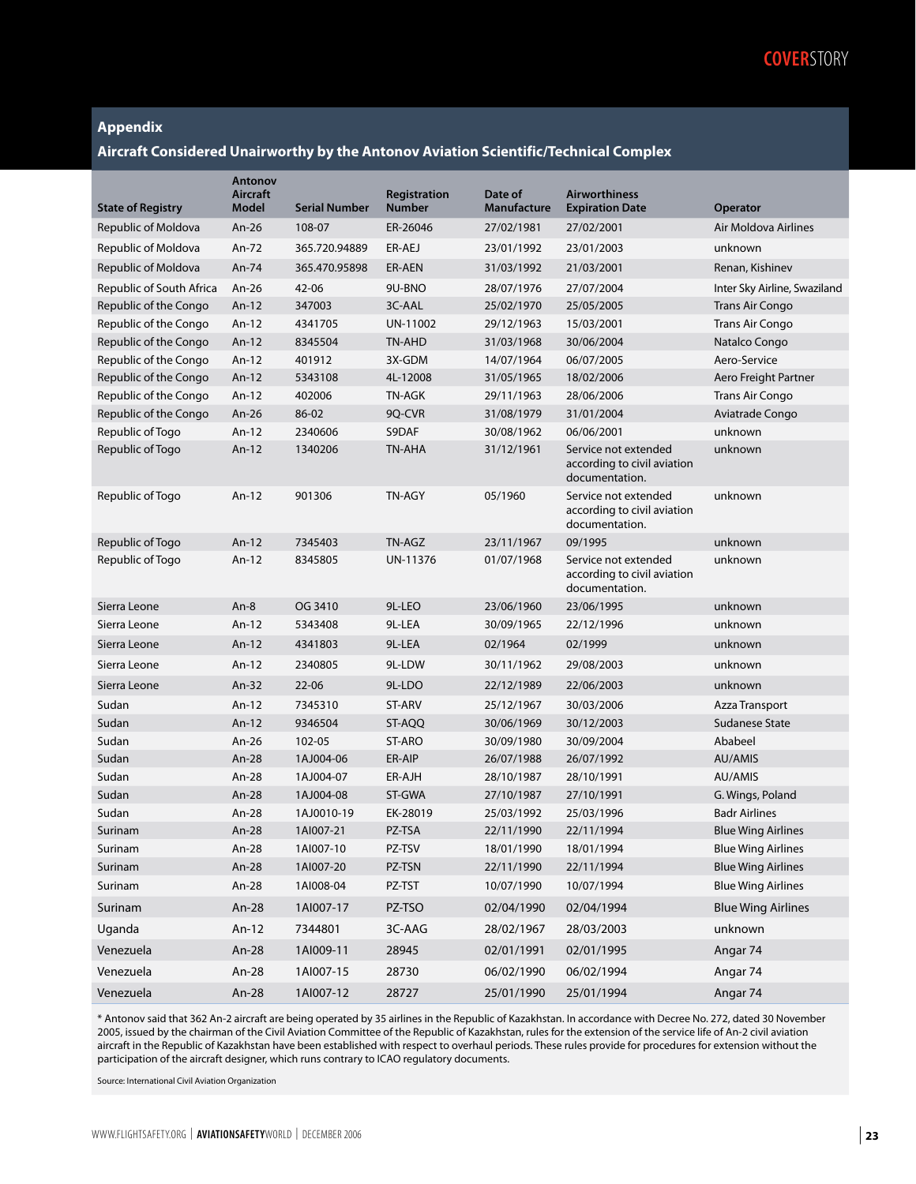## Appendix

### Aircraft Considered Unairworthy by the Antonov Aviation Scientific/Technical Complex

| State of Registry | Antonov Aircraft Model | Serial Number | Registration Number | Date of Manufacture | Airworthiness Expiration Date | Operator |
|---|---|---|---|---|---|---|
| Republic of Moldova | An-26 | 108-07 | ER-26046 | 27/02/1981 | 27/02/2001 | Air Moldova Airlines |
| Republic of Moldova | An-72 | 365.720.94889 | ER-AEJ | 23/01/1992 | 23/01/2003 | unknown |
| Republic of Moldova | An-74 | 365.470.95898 | ER-AEN | 31/03/1992 | 21/03/2001 | Renan, Kishinev |
| Republic of South Africa | An-26 | 42-06 | 9U-BNO | 28/07/1976 | 27/07/2004 | Inter Sky Airline, Swaziland |
| Republic of the Congo | An-12 | 347003 | 3C-AAL | 25/02/1970 | 25/05/2005 | Trans Air Congo |
| Republic of the Congo | An-12 | 4341705 | UN-11002 | 29/12/1963 | 15/03/2001 | Trans Air Congo |
| Republic of the Congo | An-12 | 8345504 | TN-AHD | 31/03/1968 | 30/06/2004 | Natalco Congo |
| Republic of the Congo | An-12 | 401912 | 3X-GDM | 14/07/1964 | 06/07/2005 | Aero-Service |
| Republic of the Congo | An-12 | 5343108 | 4L-12008 | 31/05/1965 | 18/02/2006 | Aero Freight Partner |
| Republic of the Congo | An-12 | 402006 | TN-AGK | 29/11/1963 | 28/06/2006 | Trans Air Congo |
| Republic of the Congo | An-26 | 86-02 | 9Q-CVR | 31/08/1979 | 31/01/2004 | Aviatrade Congo |
| Republic of Togo | An-12 | 2340606 | S9DAF | 30/08/1962 | 06/06/2001 | unknown |
| Republic of Togo | An-12 | 1340206 | TN-AHA | 31/12/1961 | Service not extended according to civil aviation documentation. | unknown |
| Republic of Togo | An-12 | 901306 | TN-AGY | 05/1960 | Service not extended according to civil aviation documentation. | unknown |
| Republic of Togo | An-12 | 7345403 | TN-AGZ | 23/11/1967 | 09/1995 | unknown |
| Republic of Togo | An-12 | 8345805 | UN-11376 | 01/07/1968 | Service not extended according to civil aviation documentation. | unknown |
| Sierra Leone | An-8 | OG 3410 | 9L-LEO | 23/06/1960 | 23/06/1995 | unknown |
| Sierra Leone | An-12 | 5343408 | 9L-LEA | 30/09/1965 | 22/12/1996 | unknown |
| Sierra Leone | An-12 | 4341803 | 9L-LEA | 02/1964 | 02/1999 | unknown |
| Sierra Leone | An-12 | 2340805 | 9L-LDW | 30/11/1962 | 29/08/2003 | unknown |
| Sierra Leone | An-32 | 22-06 | 9L-LDO | 22/12/1989 | 22/06/2003 | unknown |
| Sudan | An-12 | 7345310 | ST-ARV | 25/12/1967 | 30/03/2006 | Azza Transport |
| Sudan | An-12 | 9346504 | ST-AQQ | 30/06/1969 | 30/12/2003 | Sudanese State |
| Sudan | An-26 | 102-05 | ST-ARO | 30/09/1980 | 30/09/2004 | Ababeel |
| Sudan | An-28 | 1AJ004-06 | ER-AIP | 26/07/1988 | 26/07/1992 | AU/AMIS |
| Sudan | An-28 | 1AJ004-07 | ER-AJH | 28/10/1987 | 28/10/1991 | AU/AMIS |
| Sudan | An-28 | 1AJ004-08 | ST-GWA | 27/10/1987 | 27/10/1991 | G. Wings, Poland |
| Sudan | An-28 | 1AJ0010-19 | EK-28019 | 25/03/1992 | 25/03/1996 | Badr Airlines |
| Surinam | An-28 | 1AI007-21 | PZ-TSA | 22/11/1990 | 22/11/1994 | Blue Wing Airlines |
| Surinam | An-28 | 1AI007-10 | PZ-TSV | 18/01/1990 | 18/01/1994 | Blue Wing Airlines |
| Surinam | An-28 | 1AI007-20 | PZ-TSN | 22/11/1990 | 22/11/1994 | Blue Wing Airlines |
| Surinam | An-28 | 1AI008-04 | PZ-TST | 10/07/1990 | 10/07/1994 | Blue Wing Airlines |
| Surinam | An-28 | 1AI007-17 | PZ-TSO | 02/04/1990 | 02/04/1994 | Blue Wing Airlines |
| Uganda | An-12 | 7344801 | 3C-AAG | 28/02/1967 | 28/03/2003 | unknown |
| Venezuela | An-28 | 1AI009-11 | 28945 | 02/01/1991 | 02/01/1995 | Angar 74 |
| Venezuela | An-28 | 1AI007-15 | 28730 | 06/02/1990 | 06/02/1994 | Angar 74 |
| Venezuela | An-28 | 1AI007-12 | 28727 | 25/01/1990 | 25/01/1994 | Angar 74 |

* Antonov said that 362 An-2 aircraft are being operated by 35 airlines in the Republic of Kazakhstan. In accordance with Decree No. 272, dated 30 November 2005, issued by the chairman of the Civil Aviation Committee of the Republic of Kazakhstan, rules for the extension of the service life of An-2 civil aviation aircraft in the Republic of Kazakhstan have been established with respect to overhaul periods. These rules provide for procedures for extension without the participation of the aircraft designer, which runs contrary to ICAO regulatory documents.

Source: International Civil Aviation Organization